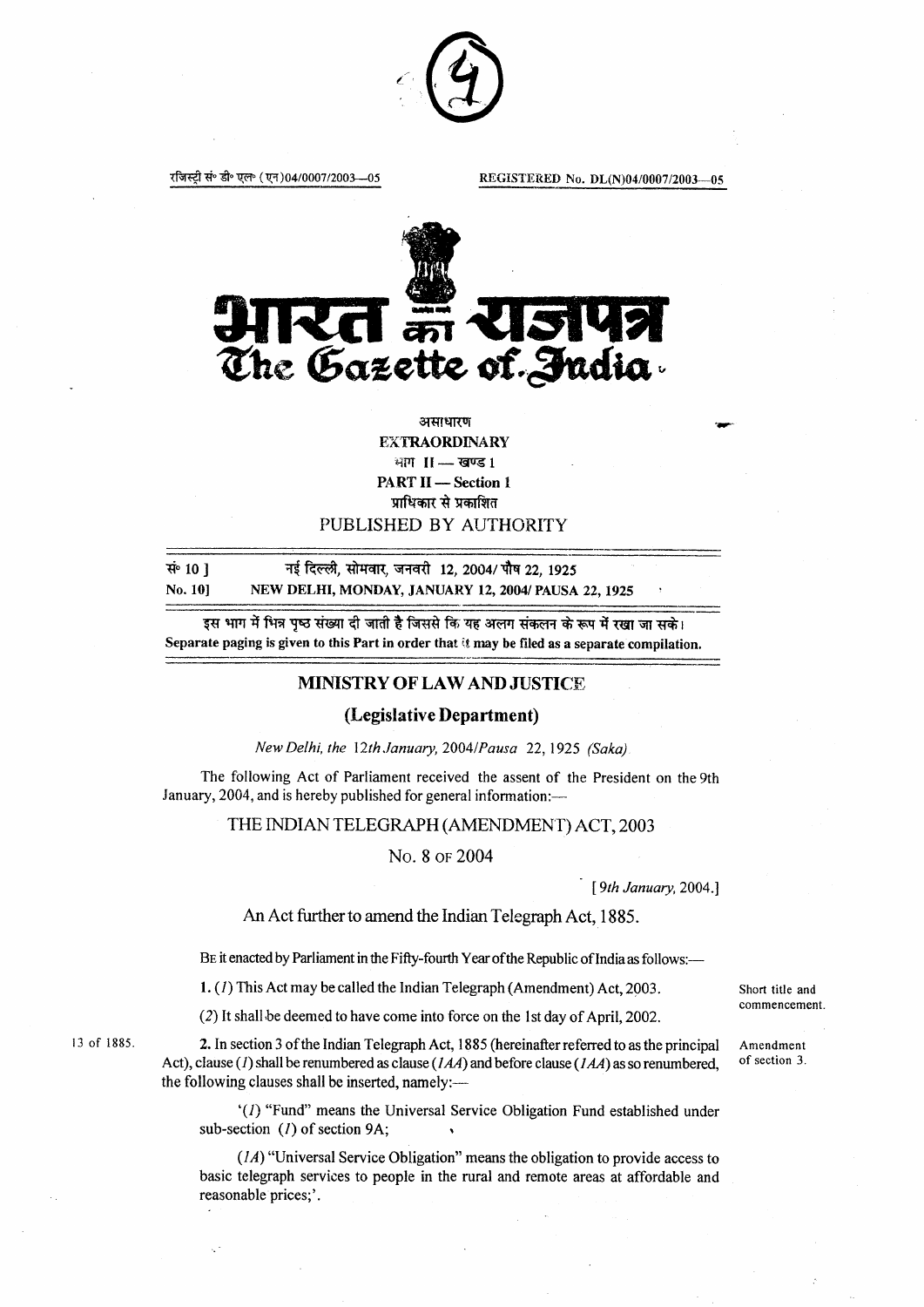रजिस्ट्री सं० डी० एल० (एन)04/0007/2003—05 REGISTERED No. DL(N)04/0007/2003—05

# भारत का राजपत्र
# The Gazette of India

असाधारण
**EXTRAORDINARY**
भाग II — खण्ड 1
**PART II — Section 1**
प्राधिकार से प्रकाशित
PUBLISHED BY AUTHORITY

सं० 10] नई दिल्ली, सोमवार, जनवरी 12, 2004/ पौष 22, 1925
**No. 10] NEW DELHI, MONDAY, JANUARY 12, 2004/ PAUSA 22, 1925**

इस भाग में भिन्न पृष्ठ संख्या दी जाती है जिससे कि यह अलग संकलन के रूप में रखा जा सके।
**Separate paging is given to this Part in order that it may be filed as a separate compilation.**

## MINISTRY OF LAW AND JUSTICE

### (Legislative Department)

*New Delhi, the 12th January, 2004/Pausa 22, 1925 (Saka)*

The following Act of Parliament received the assent of the President on the 9th January, 2004, and is hereby published for general information:—

## THE INDIAN TELEGRAPH (AMENDMENT) ACT, 2003

No. 8 of 2004

[*9th January,* 2004.]

An Act further to amend the Indian Telegraph Act, 1885.

Be it enacted by Parliament in the Fifty-fourth Year of the Republic of India as follows:—

*Short title and commencement.*

**1.** (*1*) This Act may be called the Indian Telegraph (Amendment) Act, 2003.

(*2*) It shall be deemed to have come into force on the 1st day of April, 2002.

*13 of 1885.* *Amendment of section 3.*

**2.** In section 3 of the Indian Telegraph Act, 1885 (hereinafter referred to as the principal Act), clause (*1*) shall be renumbered as clause (*1AA*) and before clause (*1AA*) as so renumbered, the following clauses shall be inserted, namely:—

'(*1*) "Fund" means the Universal Service Obligation Fund established under sub-section (*1*) of section 9A;

(*1A*) "Universal Service Obligation" means the obligation to provide access to basic telegraph services to people in the rural and remote areas at affordable and reasonable prices;'.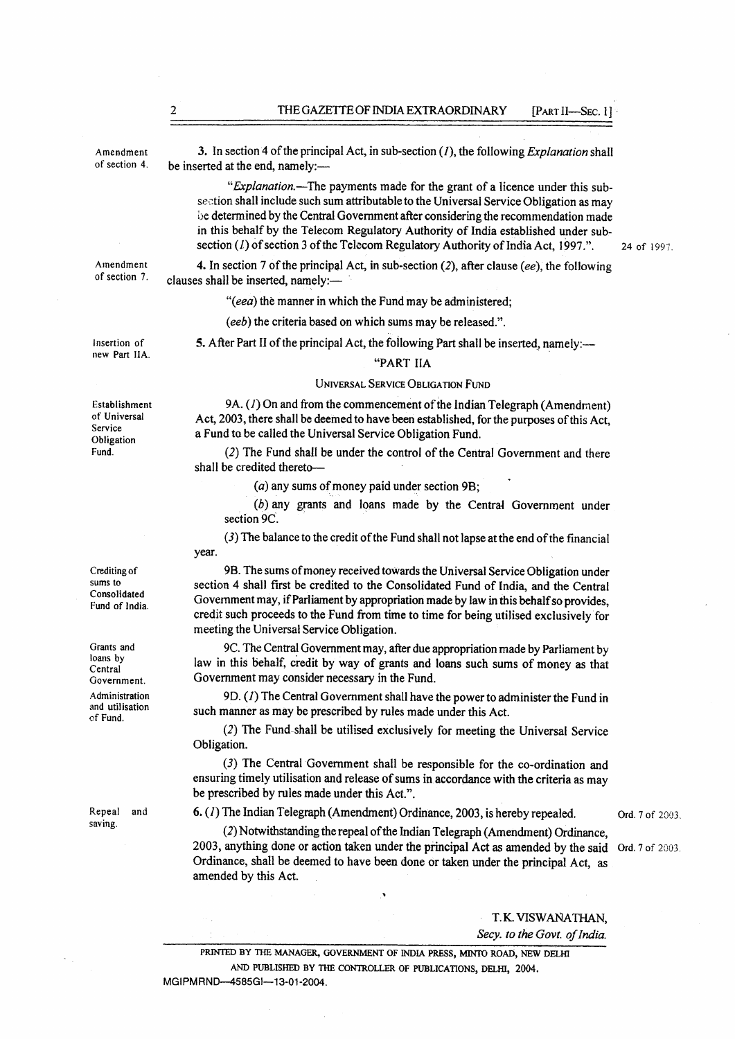Amendment of section 4.

**3.** In section 4 of the principal Act, in sub-section (*1*), the following *Explanation* shall be inserted at the end, namely:—

"*Explanation.*—The payments made for the grant of a licence under this sub-section shall include such sum attributable to the Universal Service Obligation as may be determined by the Central Government after considering the recommendation made in this behalf by the Telecom Regulatory Authority of India established under sub-section (*1*) of section 3 of the Telecom Regulatory Authority of India Act, 1997.". 24 of 1997.

Amendment of section 7.

**4.** In section 7 of the principal Act, in sub-section (*2*), after clause (*ee*), the following clauses shall be inserted, namely:—

"(*eea*) the manner in which the Fund may be administered;

(*eeb*) the criteria based on which sums may be released.".

Insertion of new Part IIA.

**5.** After Part II of the principal Act, the following Part shall be inserted, namely:—

"PART IIA

UNIVERSAL SERVICE OBLIGATION FUND

Establishment of Universal Service Obligation Fund.

9A. (*1*) On and from the commencement of the Indian Telegraph (Amendment) Act, 2003, there shall be deemed to have been established, for the purposes of this Act, a Fund to be called the Universal Service Obligation Fund.

(*2*) The Fund shall be under the control of the Central Government and there shall be credited thereto—

(*a*) any sums of money paid under section 9B;

(*b*) any grants and loans made by the Central Government under section 9C.

(*3*) The balance to the credit of the Fund shall not lapse at the end of the financial year.

Crediting of sums to Consolidated Fund of India.

9B. The sums of money received towards the Universal Service Obligation under section 4 shall first be credited to the Consolidated Fund of India, and the Central Government may, if Parliament by appropriation made by law in this behalf so provides, credit such proceeds to the Fund from time to time for being utilised exclusively for meeting the Universal Service Obligation.

Grants and loans by Central Government.

9C. The Central Government may, after due appropriation made by Parliament by law in this behalf, credit by way of grants and loans such sums of money as that Government may consider necessary in the Fund.

Administration and utilisation of Fund.

9D. (*1*) The Central Government shall have the power to administer the Fund in such manner as may be prescribed by rules made under this Act.

(*2*) The Fund shall be utilised exclusively for meeting the Universal Service Obligation.

(*3*) The Central Government shall be responsible for the co-ordination and ensuring timely utilisation and release of sums in accordance with the criteria as may be prescribed by rules made under this Act.".

Repeal and saving.

**6.** (*1*) The Indian Telegraph (Amendment) Ordinance, 2003, is hereby repealed. Ord. 7 of 2003.

(*2*) Notwithstanding the repeal of the Indian Telegraph (Amendment) Ordinance, 2003, anything done or action taken under the principal Act as amended by the said Ordinance, shall be deemed to have been done or taken under the principal Act, as amended by this Act. Ord. 7 of 2003.

T.K. VISWANATHAN,
*Secy. to the Govt. of India.*

PRINTED BY THE MANAGER, GOVERNMENT OF INDIA PRESS, MINTO ROAD, NEW DELHI AND PUBLISHED BY THE CONTROLLER OF PUBLICATIONS, DELHI, 2004.

MGIPMRND—4585GI—13-01-2004.